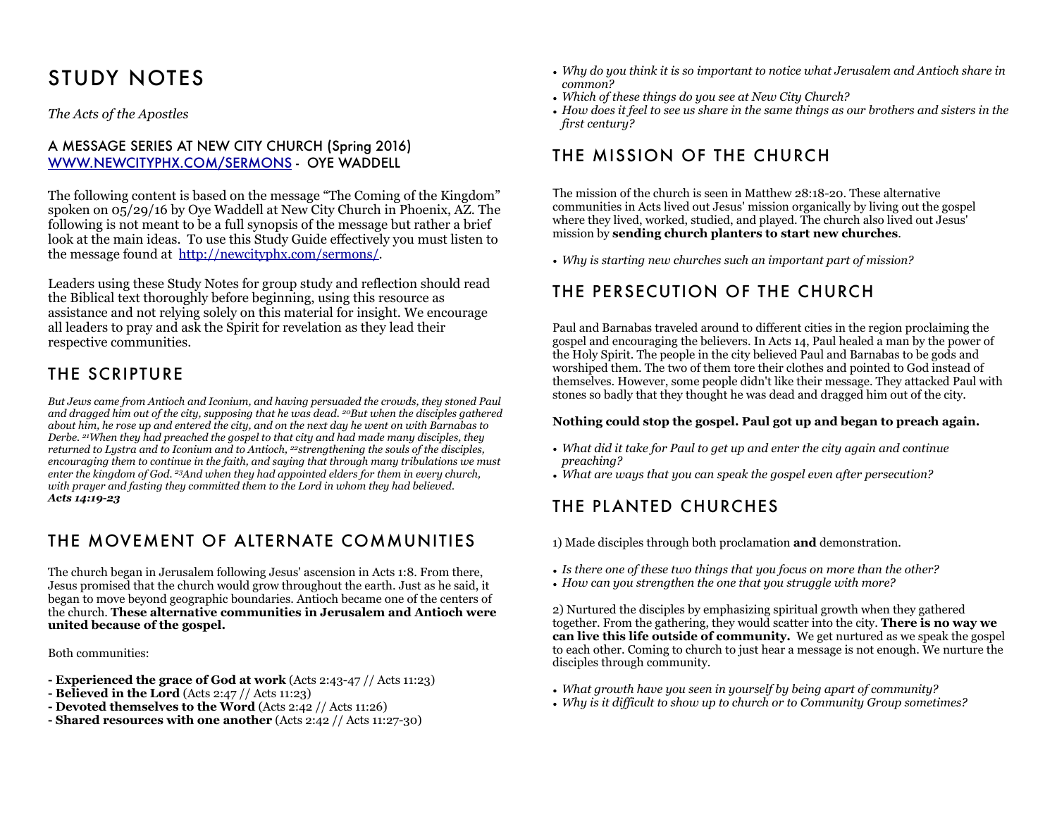# STUDY NOTES

*The Acts of the Apostles*

### A MESSAGE SERIES AT NEW CITY CHURCH (Spring 2016)
[WWW.NEWCITYPHX.COM/SERMONS](http://WWW.NEWCITYPHX.COM/SERMONS) - OYE WADDELL

The following content is based on the message "The Coming of the Kingdom" spoken on 05/29/16 by Oye Waddell at New City Church in Phoenix, AZ. The following is not meant to be a full synopsis of the message but rather a brief look at the main ideas. To use this Study Guide effectively you must listen to the message found at [http://newcityphx.com/sermons/](http://newcityphx.com/sermons/).

Leaders using these Study Notes for group study and reflection should read the Biblical text thoroughly before beginning, using this resource as assistance and not relying solely on this material for insight. We encourage all leaders to pray and ask the Spirit for revelation as they lead their respective communities.

## THE SCRIPTURE

*But Jews came from Antioch and Iconium, and having persuaded the crowds, they stoned Paul and dragged him out of the city, supposing that he was dead. [20]But when the disciples gathered about him, he rose up and entered the city, and on the next day he went on with Barnabas to Derbe. [21]When they had preached the gospel to that city and had made many disciples, they returned to Lystra and to Iconium and to Antioch, [22]strengthening the souls of the disciples, encouraging them to continue in the faith, and saying that through many tribulations we must enter the kingdom of God. [23]And when they had appointed elders for them in every church, with prayer and fasting they committed them to the Lord in whom they had believed.*
***Acts 14:19-23***

## THE MOVEMENT OF ALTERNATE COMMUNITIES

The church began in Jerusalem following Jesus' ascension in Acts 1:8. From there, Jesus promised that the church would grow throughout the earth. Just as he said, it began to move beyond geographic boundaries. Antioch became one of the centers of the church. **These alternative communities in Jerusalem and Antioch were united because of the gospel.**

Both communities:

- **Experienced the grace of God at work** (Acts 2:43-47 // Acts 11:23)
- **Believed in the Lord** (Acts 2:47 // Acts 11:23)
- **Devoted themselves to the Word** (Acts 2:42 // Acts 11:26)
- **Shared resources with one another** (Acts 2:42 // Acts 11:27-30)

- *Why do you think it is so important to notice what Jerusalem and Antioch share in common?*
- *Which of these things do you see at New City Church?*
- *How does it feel to see us share in the same things as our brothers and sisters in the first century?*

## THE MISSION OF THE CHURCH

The mission of the church is seen in Matthew 28:18-20. These alternative communities in Acts lived out Jesus' mission organically by living out the gospel where they lived, worked, studied, and played. The church also lived out Jesus' mission by **sending church planters to start new churches**.

- *Why is starting new churches such an important part of mission?*

## THE PERSECUTION OF THE CHURCH

Paul and Barnabas traveled around to different cities in the region proclaiming the gospel and encouraging the believers. In Acts 14, Paul healed a man by the power of the Holy Spirit. The people in the city believed Paul and Barnabas to be gods and worshiped them. The two of them tore their clothes and pointed to God instead of themselves. However, some people didn't like their message. They attacked Paul with stones so badly that they thought he was dead and dragged him out of the city.

**Nothing could stop the gospel. Paul got up and began to preach again.**

- *What did it take for Paul to get up and enter the city again and continue preaching?*
- *What are ways that you can speak the gospel even after persecution?*

## THE PLANTED CHURCHES

1) Made disciples through both proclamation **and** demonstration.

- *Is there one of these two things that you focus on more than the other?*
- *How can you strengthen the one that you struggle with more?*

2) Nurtured the disciples by emphasizing spiritual growth when they gathered together. From the gathering, they would scatter into the city. **There is no way we can live this life outside of community.** We get nurtured as we speak the gospel to each other. Coming to church to just hear a message is not enough. We nurture the disciples through community.

- *What growth have you seen in yourself by being apart of community?*
- *Why is it difficult to show up to church or to Community Group sometimes?*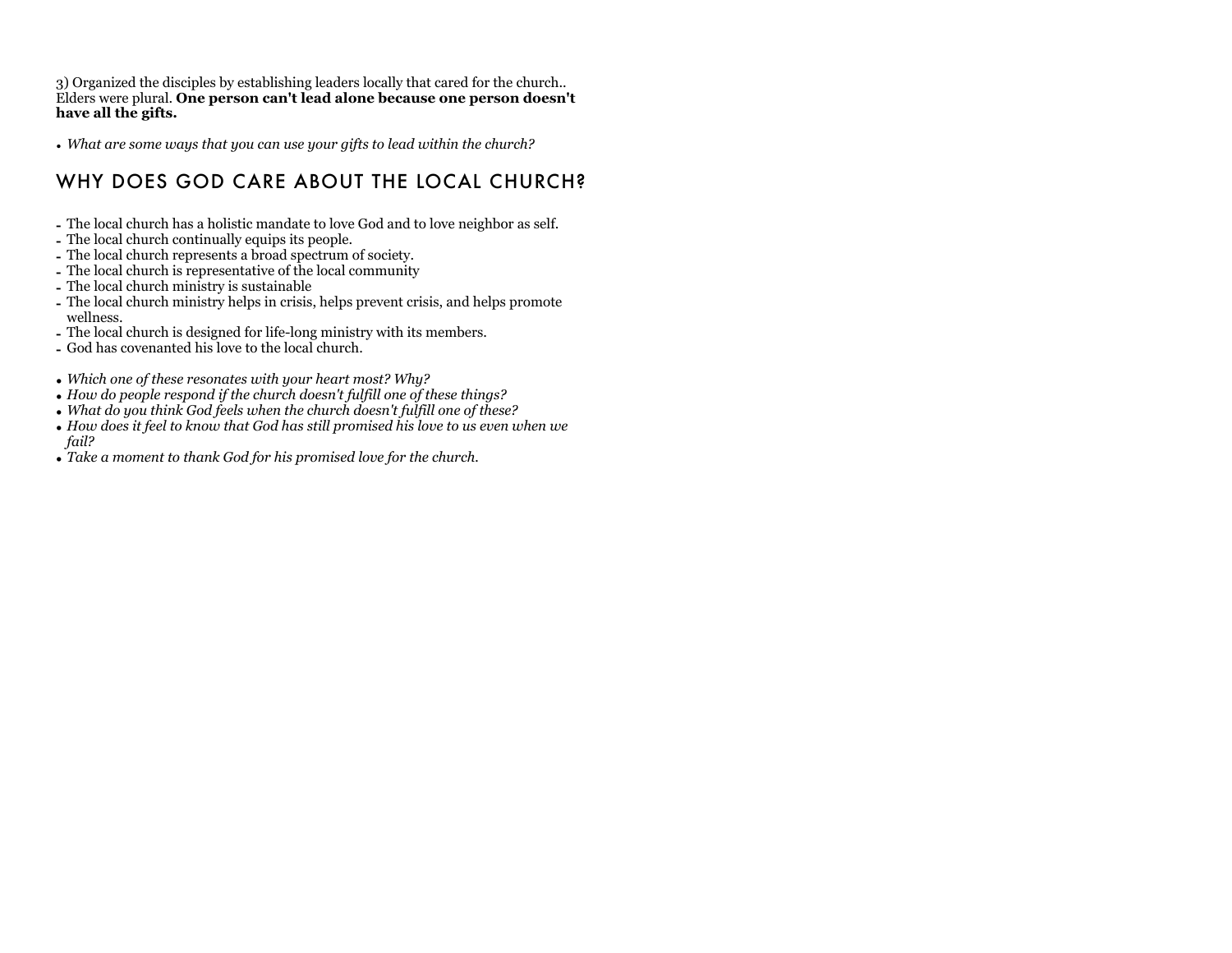3) Organized the disciples by establishing leaders locally that cared for the church.. Elders were plural. **One person can't lead alone because one person doesn't have all the gifts.**

- *What are some ways that you can use your gifts to lead within the church?*

## WHY DOES GOD CARE ABOUT THE LOCAL CHURCH?

- The local church has a holistic mandate to love God and to love neighbor as self.
- The local church continually equips its people.
- The local church represents a broad spectrum of society.
- The local church is representative of the local community
- The local church ministry is sustainable
- The local church ministry helps in crisis, helps prevent crisis, and helps promote wellness.
- The local church is designed for life-long ministry with its members.
- God has covenanted his love to the local church.

- *Which one of these resonates with your heart most? Why?*
- *How do people respond if the church doesn't fulfill one of these things?*
- *What do you think God feels when the church doesn't fulfill one of these?*
- *How does it feel to know that God has still promised his love to us even when we fail?*
- *Take a moment to thank God for his promised love for the church.*